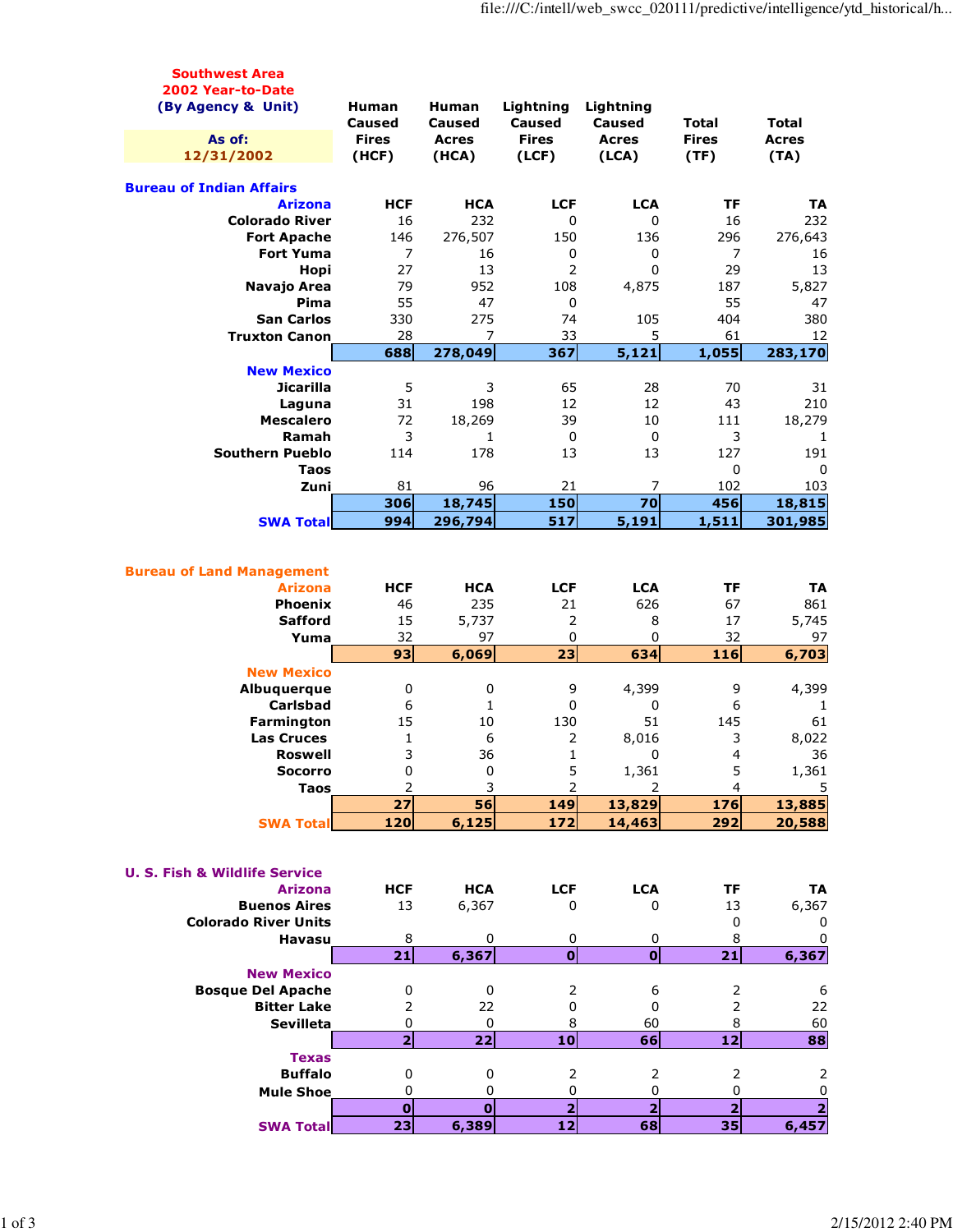**Southwest Area**
**2002 Year-to-Date**
**(By Agency & Unit)**

**As of: 12/31/2002**

| | Human Caused Fires (HCF) | Human Caused Acres (HCA) | Lightning Caused Fires (LCF) | Lightning Caused Acres (LCA) | Total Fires (TF) | Total Acres (TA) |
|---|---|---|---|---|---|---|
| **Bureau of Indian Affairs** | | | | | | |
| **Arizona** | **HCF** | **HCA** | **LCF** | **LCA** | **TF** | **TA** |
| Colorado River | 16 | 232 | 0 | 0 | 16 | 232 |
| Fort Apache | 146 | 276,507 | 150 | 136 | 296 | 276,643 |
| Fort Yuma | 7 | 16 | 0 | 0 | 7 | 16 |
| Hopi | 27 | 13 | 2 | 0 | 29 | 13 |
| Navajo Area | 79 | 952 | 108 | 4,875 | 187 | 5,827 |
| Pima | 55 | 47 | 0 | | 55 | 47 |
| San Carlos | 330 | 275 | 74 | 105 | 404 | 380 |
| Truxton Canon | 28 | 7 | 33 | 5 | 61 | 12 |
| | **688** | **278,049** | **367** | **5,121** | **1,055** | **283,170** |
| **New Mexico** | | | | | | |
| Jicarilla | 5 | 3 | 65 | 28 | 70 | 31 |
| Laguna | 31 | 198 | 12 | 12 | 43 | 210 |
| Mescalero | 72 | 18,269 | 39 | 10 | 111 | 18,279 |
| Ramah | 3 | 1 | 0 | 0 | 3 | 1 |
| Southern Pueblo | 114 | 178 | 13 | 13 | 127 | 191 |
| Taos | | | | | 0 | 0 |
| Zuni | 81 | 96 | 21 | 7 | 102 | 103 |
| | **306** | **18,745** | **150** | **70** | **456** | **18,815** |
| **SWA Total** | **994** | **296,794** | **517** | **5,191** | **1,511** | **301,985** |
| **Bureau of Land Management** | | | | | | |
| **Arizona** | **HCF** | **HCA** | **LCF** | **LCA** | **TF** | **TA** |
| Phoenix | 46 | 235 | 21 | 626 | 67 | 861 |
| Safford | 15 | 5,737 | 2 | 8 | 17 | 5,745 |
| Yuma | 32 | 97 | 0 | 0 | 32 | 97 |
| | **93** | **6,069** | **23** | **634** | **116** | **6,703** |
| **New Mexico** | | | | | | |
| Albuquerque | 0 | 0 | 9 | 4,399 | 9 | 4,399 |
| Carlsbad | 6 | 1 | 0 | 0 | 6 | 1 |
| Farmington | 15 | 10 | 130 | 51 | 145 | 61 |
| Las Cruces | 1 | 6 | 2 | 8,016 | 3 | 8,022 |
| Roswell | 3 | 36 | 1 | 0 | 4 | 36 |
| Socorro | 0 | 0 | 5 | 1,361 | 5 | 1,361 |
| Taos | 2 | 3 | 2 | 2 | 4 | 5 |
| | **27** | **56** | **149** | **13,829** | **176** | **13,885** |
| **SWA Total** | **120** | **6,125** | **172** | **14,463** | **292** | **20,588** |
| **U. S. Fish & Wildlife Service** | | | | | | |
| **Arizona** | **HCF** | **HCA** | **LCF** | **LCA** | **TF** | **TA** |
| Buenos Aires | 13 | 6,367 | 0 | 0 | 13 | 6,367 |
| Colorado River Units | | | | | 0 | 0 |
| Havasu | 8 | 0 | 0 | 0 | 8 | 0 |
| | **21** | **6,367** | **0** | **0** | **21** | **6,367** |
| **New Mexico** | | | | | | |
| Bosque Del Apache | 0 | 0 | 2 | 6 | 2 | 6 |
| Bitter Lake | 2 | 22 | 0 | 0 | 2 | 22 |
| Sevilleta | 0 | 0 | 8 | 60 | 8 | 60 |
| | **2** | **22** | **10** | **66** | **12** | **88** |
| **Texas** | | | | | | |
| Buffalo | 0 | 0 | 2 | 2 | 2 | 2 |
| Mule Shoe | 0 | 0 | 0 | 0 | 0 | 0 |
| | **0** | **0** | **2** | **2** | **2** | **2** |
| **SWA Total** | **23** | **6,389** | **12** | **68** | **35** | **6,457** |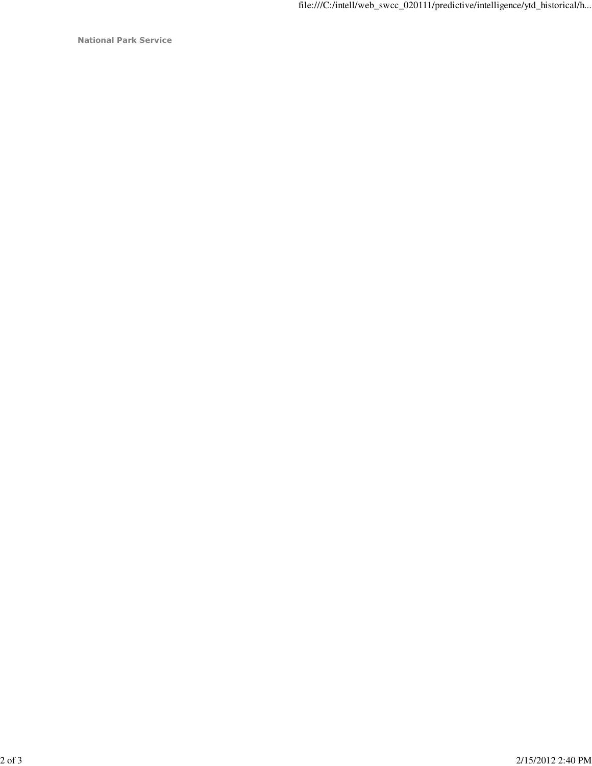**National Park Service**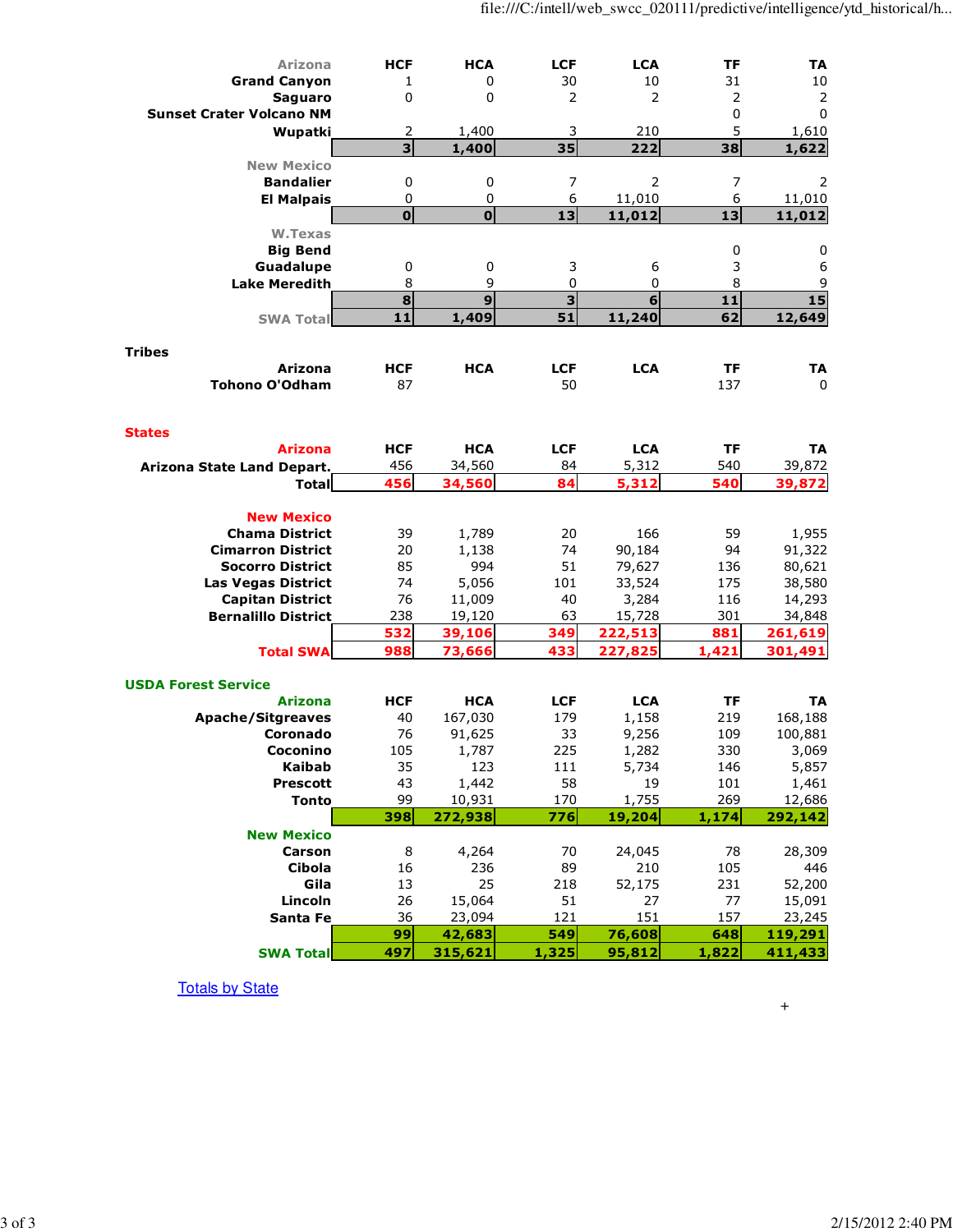| Arizona | HCF | HCA | LCF | LCA | TF | TA |
|---|---|---|---|---|---|---|
| **Grand Canyon** | 1 | 0 | 30 | 10 | 31 | 10 |
| **Saguaro** | 0 | 0 | 2 | 2 | 2 | 2 |
| **Sunset Crater Volcano NM** | | | | | 0 | 0 |
| **Wupatki** | 2 | 1,400 | 3 | 210 | 5 | 1,610 |
| | **3** | **1,400** | **35** | **222** | **38** | **1,622** |
| New Mexico | | | | | | |
| **Bandalier** | 0 | 0 | 7 | 2 | 7 | 2 |
| **El Malpais** | 0 | 0 | 6 | 11,010 | 6 | 11,010 |
| | **0** | **0** | **13** | **11,012** | **13** | **11,012** |
| W.Texas | | | | | | |
| **Big Bend** | | | | | 0 | 0 |
| **Guadalupe** | 0 | 0 | 3 | 6 | 3 | 6 |
| **Lake Meredith** | 8 | 9 | 0 | 0 | 8 | 9 |
| | **8** | **9** | **3** | **6** | **11** | **15** |
| SWA Total | **11** | **1,409** | **51** | **11,240** | **62** | **12,649** |

**Tribes**

| Arizona | HCF | HCA | LCF | LCA | TF | TA |
|---|---|---|---|---|---|---|
| **Tohono O'Odham** | 87 | | 50 | | 137 | 0 |

**States**

| Arizona | HCF | HCA | LCF | LCA | TF | TA |
|---|---|---|---|---|---|---|
| **Arizona State Land Depart.** | 456 | 34,560 | 84 | 5,312 | 540 | 39,872 |
| **Total** | **456** | **34,560** | **84** | **5,312** | **540** | **39,872** |
| **New Mexico** | | | | | | |
| **Chama District** | 39 | 1,789 | 20 | 166 | 59 | 1,955 |
| **Cimarron District** | 20 | 1,138 | 74 | 90,184 | 94 | 91,322 |
| **Socorro District** | 85 | 994 | 51 | 79,627 | 136 | 80,621 |
| **Las Vegas District** | 74 | 5,056 | 101 | 33,524 | 175 | 38,580 |
| **Capitan District** | 76 | 11,009 | 40 | 3,284 | 116 | 14,293 |
| **Bernalillo District** | 238 | 19,120 | 63 | 15,728 | 301 | 34,848 |
| | **532** | **39,106** | **349** | **222,513** | **881** | **261,619** |
| **Total SWA** | **988** | **73,666** | **433** | **227,825** | **1,421** | **301,491** |

**USDA Forest Service**

| Arizona | HCF | HCA | LCF | LCA | TF | TA |
|---|---|---|---|---|---|---|
| **Apache/Sitgreaves** | 40 | 167,030 | 179 | 1,158 | 219 | 168,188 |
| **Coronado** | 76 | 91,625 | 33 | 9,256 | 109 | 100,881 |
| **Coconino** | 105 | 1,787 | 225 | 1,282 | 330 | 3,069 |
| **Kaibab** | 35 | 123 | 111 | 5,734 | 146 | 5,857 |
| **Prescott** | 43 | 1,442 | 58 | 19 | 101 | 1,461 |
| **Tonto** | 99 | 10,931 | 170 | 1,755 | 269 | 12,686 |
| | **398** | **272,938** | **776** | **19,204** | **1,174** | **292,142** |
| **New Mexico** | | | | | | |
| **Carson** | 8 | 4,264 | 70 | 24,045 | 78 | 28,309 |
| **Cibola** | 16 | 236 | 89 | 210 | 105 | 446 |
| **Gila** | 13 | 25 | 218 | 52,175 | 231 | 52,200 |
| **Lincoln** | 26 | 15,064 | 51 | 27 | 77 | 15,091 |
| **Santa Fe** | 36 | 23,094 | 121 | 151 | 157 | 23,245 |
| | **99** | **42,683** | **549** | **76,608** | **648** | **119,291** |
| **SWA Total** | **497** | **315,621** | **1,325** | **95,812** | **1,822** | **411,433** |

Totals by State

+